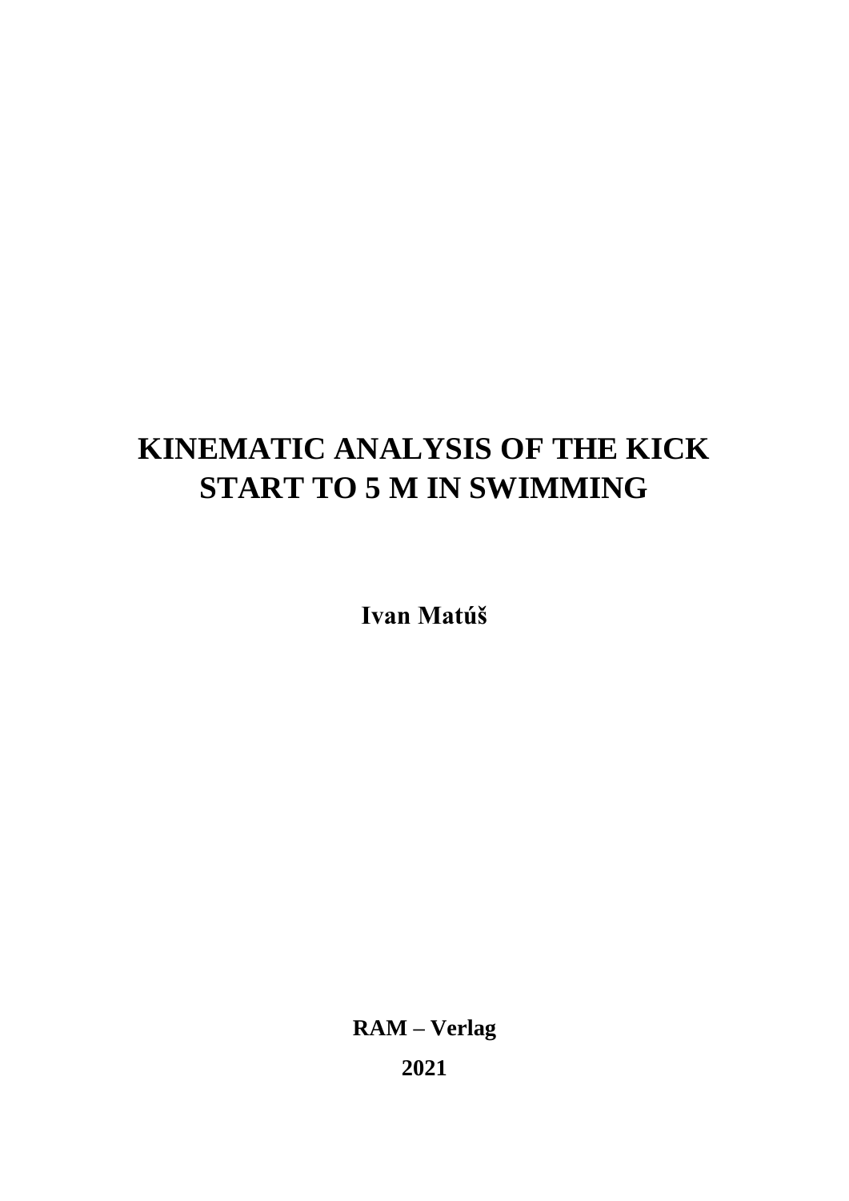# KINEMATIC ANALYSIS OF THE KICK START TO 5 M IN SWIMMING

**Ivan Matúš**

**RAM – Verlag**

**2021**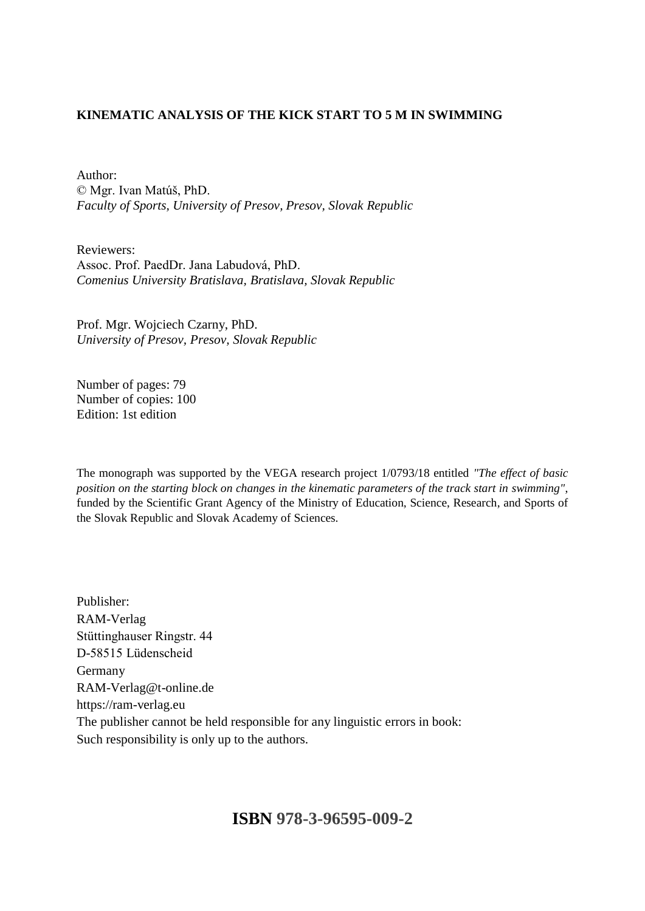**KINEMATIC ANALYSIS OF THE KICK START TO 5 M IN SWIMMING**

Author:
© Mgr. Ivan Matúš, PhD.
*Faculty of Sports, University of Presov, Presov, Slovak Republic*

Reviewers:
Assoc. Prof. PaedDr. Jana Labudová, PhD.
*Comenius University Bratislava, Bratislava, Slovak Republic*

Prof. Mgr. Wojciech Czarny, PhD.
*University of Presov, Presov, Slovak Republic*

Number of pages: 79
Number of copies: 100
Edition: 1st edition

The monograph was supported by the VEGA research project 1/0793/18 entitled *"The effect of basic position on the starting block on changes in the kinematic parameters of the track start in swimming"*, funded by the Scientific Grant Agency of the Ministry of Education, Science, Research, and Sports of the Slovak Republic and Slovak Academy of Sciences.

Publisher:
RAM-Verlag
Stüttinghauser Ringstr. 44
D-58515 Lüdenscheid
Germany
RAM-Verlag@t-online.de
https://ram-verlag.eu
The publisher cannot be held responsible for any linguistic errors in book:
Such responsibility is only up to the authors.

**ISBN 978-3-96595-009-2**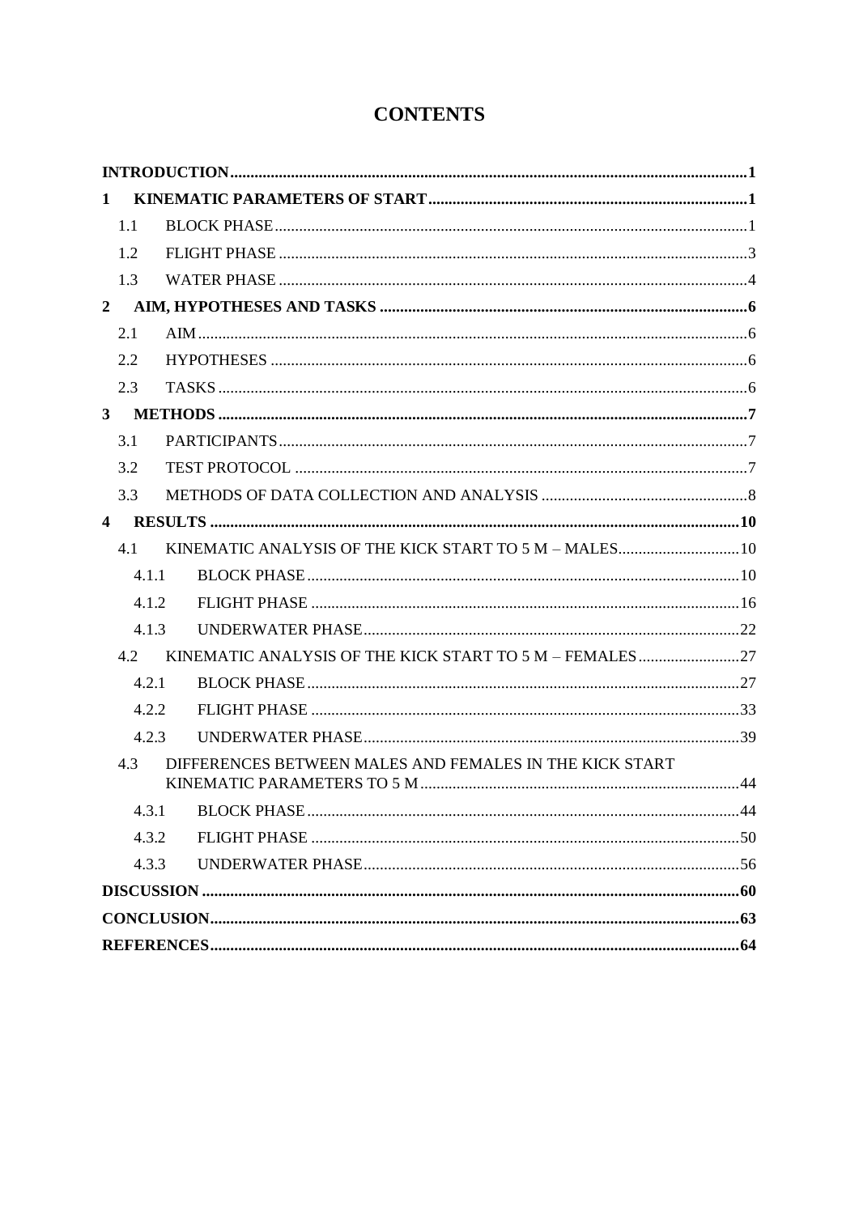# CONTENTS

**INTRODUCTION** .......... **1**

**1 KINEMATIC PARAMETERS OF START** .......... **1**

- 1.1 BLOCK PHASE .......... 1
- 1.2 FLIGHT PHASE .......... 3
- 1.3 WATER PHASE .......... 4

**2 AIM, HYPOTHESES AND TASKS** .......... **6**

- 2.1 AIM .......... 6
- 2.2 HYPOTHESES .......... 6
- 2.3 TASKS .......... 6

**3 METHODS** .......... **7**

- 3.1 PARTICIPANTS .......... 7
- 3.2 TEST PROTOCOL .......... 7
- 3.3 METHODS OF DATA COLLECTION AND ANALYSIS .......... 8

**4 RESULTS** .......... **10**

- 4.1 KINEMATIC ANALYSIS OF THE KICK START TO 5 M – MALES .......... 10
  - 4.1.1 BLOCK PHASE .......... 10
  - 4.1.2 FLIGHT PHASE .......... 16
  - 4.1.3 UNDERWATER PHASE .......... 22
- 4.2 KINEMATIC ANALYSIS OF THE KICK START TO 5 M – FEMALES .......... 27
  - 4.2.1 BLOCK PHASE .......... 27
  - 4.2.2 FLIGHT PHASE .......... 33
  - 4.2.3 UNDERWATER PHASE .......... 39
- 4.3 DIFFERENCES BETWEEN MALES AND FEMALES IN THE KICK START KINEMATIC PARAMETERS TO 5 M .......... 44
  - 4.3.1 BLOCK PHASE .......... 44
  - 4.3.2 FLIGHT PHASE .......... 50
  - 4.3.3 UNDERWATER PHASE .......... 56

**DISCUSSION** .......... **60**

**CONCLUSION** .......... **63**

**REFERENCES** .......... **64**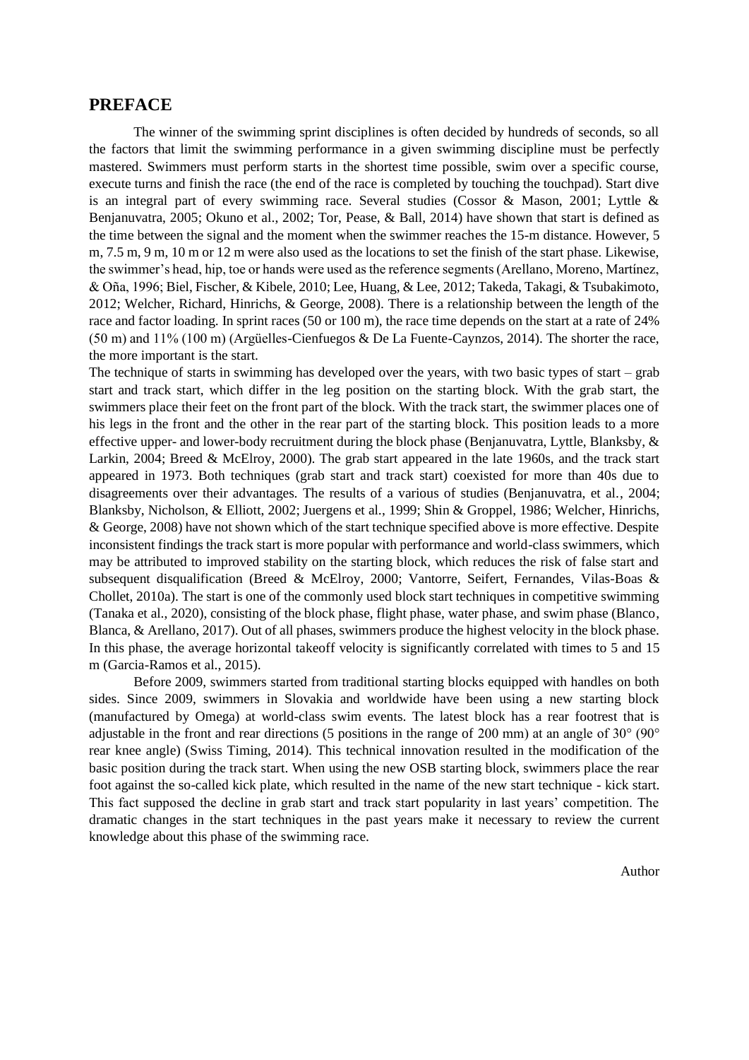## PREFACE

The winner of the swimming sprint disciplines is often decided by hundreds of seconds, so all the factors that limit the swimming performance in a given swimming discipline must be perfectly mastered. Swimmers must perform starts in the shortest time possible, swim over a specific course, execute turns and finish the race (the end of the race is completed by touching the touchpad). Start dive is an integral part of every swimming race. Several studies (Cossor & Mason, 2001; Lyttle & Benjanuvatra, 2005; Okuno et al., 2002; Tor, Pease, & Ball, 2014) have shown that start is defined as the time between the signal and the moment when the swimmer reaches the 15-m distance. However, 5 m, 7.5 m, 9 m, 10 m or 12 m were also used as the locations to set the finish of the start phase. Likewise, the swimmer's head, hip, toe or hands were used as the reference segments (Arellano, Moreno, Martínez, & Oña, 1996; Biel, Fischer, & Kibele, 2010; Lee, Huang, & Lee, 2012; Takeda, Takagi, & Tsubakimoto, 2012; Welcher, Richard, Hinrichs, & George, 2008). There is a relationship between the length of the race and factor loading. In sprint races (50 or 100 m), the race time depends on the start at a rate of 24% (50 m) and 11% (100 m) (Argüelles-Cienfuegos & De La Fuente-Caynzos, 2014). The shorter the race, the more important is the start.

The technique of starts in swimming has developed over the years, with two basic types of start – grab start and track start, which differ in the leg position on the starting block. With the grab start, the swimmers place their feet on the front part of the block. With the track start, the swimmer places one of his legs in the front and the other in the rear part of the starting block. This position leads to a more effective upper- and lower-body recruitment during the block phase (Benjanuvatra, Lyttle, Blanksby, & Larkin, 2004; Breed & McElroy, 2000). The grab start appeared in the late 1960s, and the track start appeared in 1973. Both techniques (grab start and track start) coexisted for more than 40s due to disagreements over their advantages. The results of a various of studies (Benjanuvatra, et al., 2004; Blanksby, Nicholson, & Elliott, 2002; Juergens et al., 1999; Shin & Groppel, 1986; Welcher, Hinrichs, & George, 2008) have not shown which of the start technique specified above is more effective. Despite inconsistent findings the track start is more popular with performance and world-class swimmers, which may be attributed to improved stability on the starting block, which reduces the risk of false start and subsequent disqualification (Breed & McElroy, 2000; Vantorre, Seifert, Fernandes, Vilas-Boas & Chollet, 2010a). The start is one of the commonly used block start techniques in competitive swimming (Tanaka et al., 2020), consisting of the block phase, flight phase, water phase, and swim phase (Blanco, Blanca, & Arellano, 2017). Out of all phases, swimmers produce the highest velocity in the block phase. In this phase, the average horizontal takeoff velocity is significantly correlated with times to 5 and 15 m (Garcia-Ramos et al., 2015).

Before 2009, swimmers started from traditional starting blocks equipped with handles on both sides. Since 2009, swimmers in Slovakia and worldwide have been using a new starting block (manufactured by Omega) at world-class swim events. The latest block has a rear footrest that is adjustable in the front and rear directions (5 positions in the range of 200 mm) at an angle of 30° (90° rear knee angle) (Swiss Timing, 2014). This technical innovation resulted in the modification of the basic position during the track start. When using the new OSB starting block, swimmers place the rear foot against the so-called kick plate, which resulted in the name of the new start technique - kick start. This fact supposed the decline in grab start and track start popularity in last years' competition. The dramatic changes in the start techniques in the past years make it necessary to review the current knowledge about this phase of the swimming race.

Author